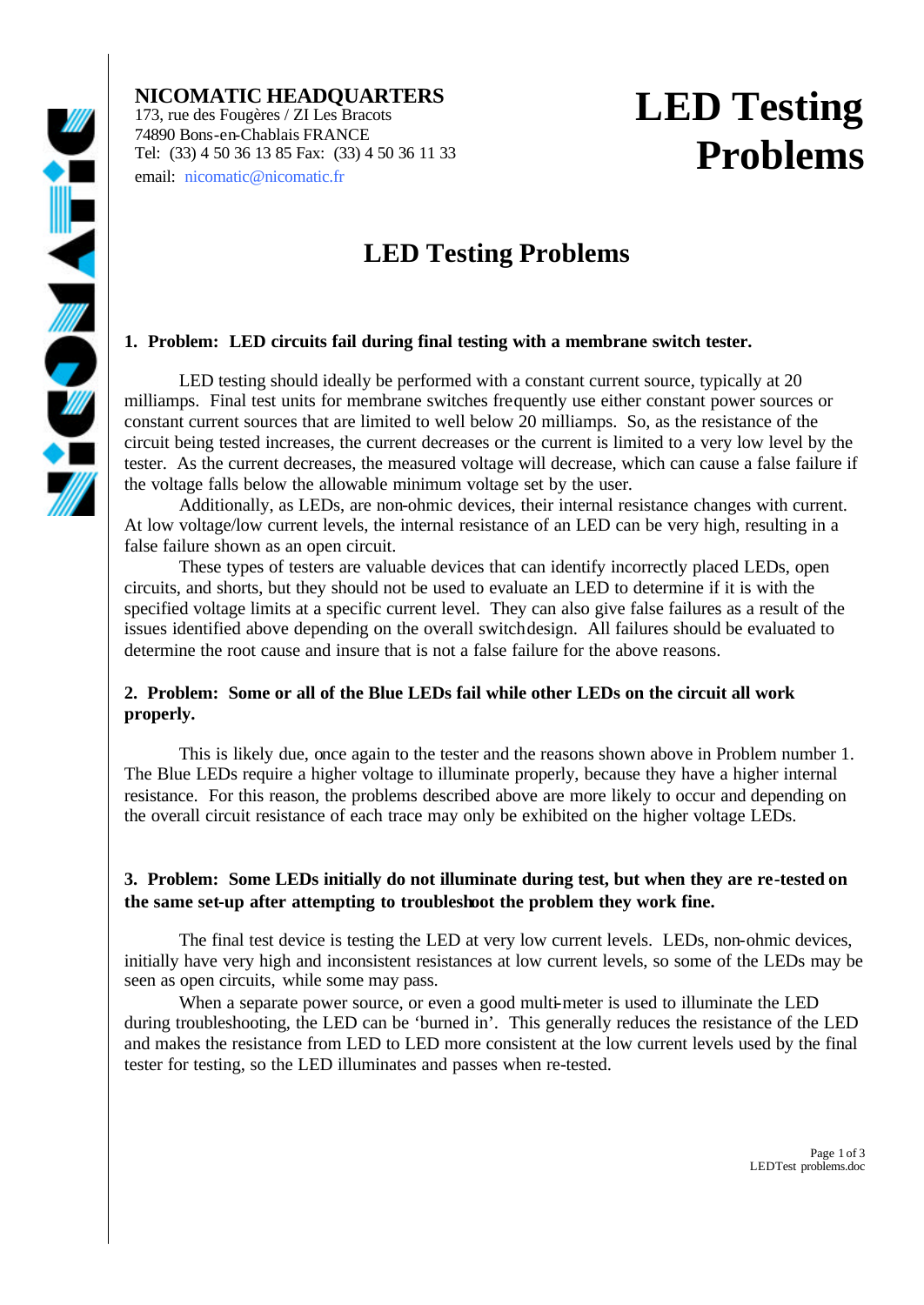**NICOMATIC HEADQUARTERS**
173, rue des Fougères / ZI Les Bracots
74890 Bons-en-Chablais FRANCE
Tel: (33) 4 50 36 13 85 Fax: (33) 4 50 36 11 33
email: nicomatic@nicomatic.fr

# LED Testing Problems

## LED Testing Problems

### 1. Problem: LED circuits fail during final testing with a membrane switch tester.

LED testing should ideally be performed with a constant current source, typically at 20 milliamps. Final test units for membrane switches frequently use either constant power sources or constant current sources that are limited to well below 20 milliamps. So, as the resistance of the circuit being tested increases, the current decreases or the current is limited to a very low level by the tester. As the current decreases, the measured voltage will decrease, which can cause a false failure if the voltage falls below the allowable minimum voltage set by the user.

Additionally, as LEDs, are non-ohmic devices, their internal resistance changes with current. At low voltage/low current levels, the internal resistance of an LED can be very high, resulting in a false failure shown as an open circuit.

These types of testers are valuable devices that can identify incorrectly placed LEDs, open circuits, and shorts, but they should not be used to evaluate an LED to determine if it is with the specified voltage limits at a specific current level. They can also give false failures as a result of the issues identified above depending on the overall switch design. All failures should be evaluated to determine the root cause and insure that is not a false failure for the above reasons.

### 2. Problem: Some or all of the Blue LEDs fail while other LEDs on the circuit all work properly.

This is likely due, once again to the tester and the reasons shown above in Problem number 1. The Blue LEDs require a higher voltage to illuminate properly, because they have a higher internal resistance. For this reason, the problems described above are more likely to occur and depending on the overall circuit resistance of each trace may only be exhibited on the higher voltage LEDs.

### 3. Problem: Some LEDs initially do not illuminate during test, but when they are re-tested on the same set-up after attempting to troubleshoot the problem they work fine.

The final test device is testing the LED at very low current levels. LEDs, non-ohmic devices, initially have very high and inconsistent resistances at low current levels, so some of the LEDs may be seen as open circuits, while some may pass.

When a separate power source, or even a good multi-meter is used to illuminate the LED during troubleshooting, the LED can be 'burned in'. This generally reduces the resistance of the LED and makes the resistance from LED to LED more consistent at the low current levels used by the final tester for testing, so the LED illuminates and passes when re-tested.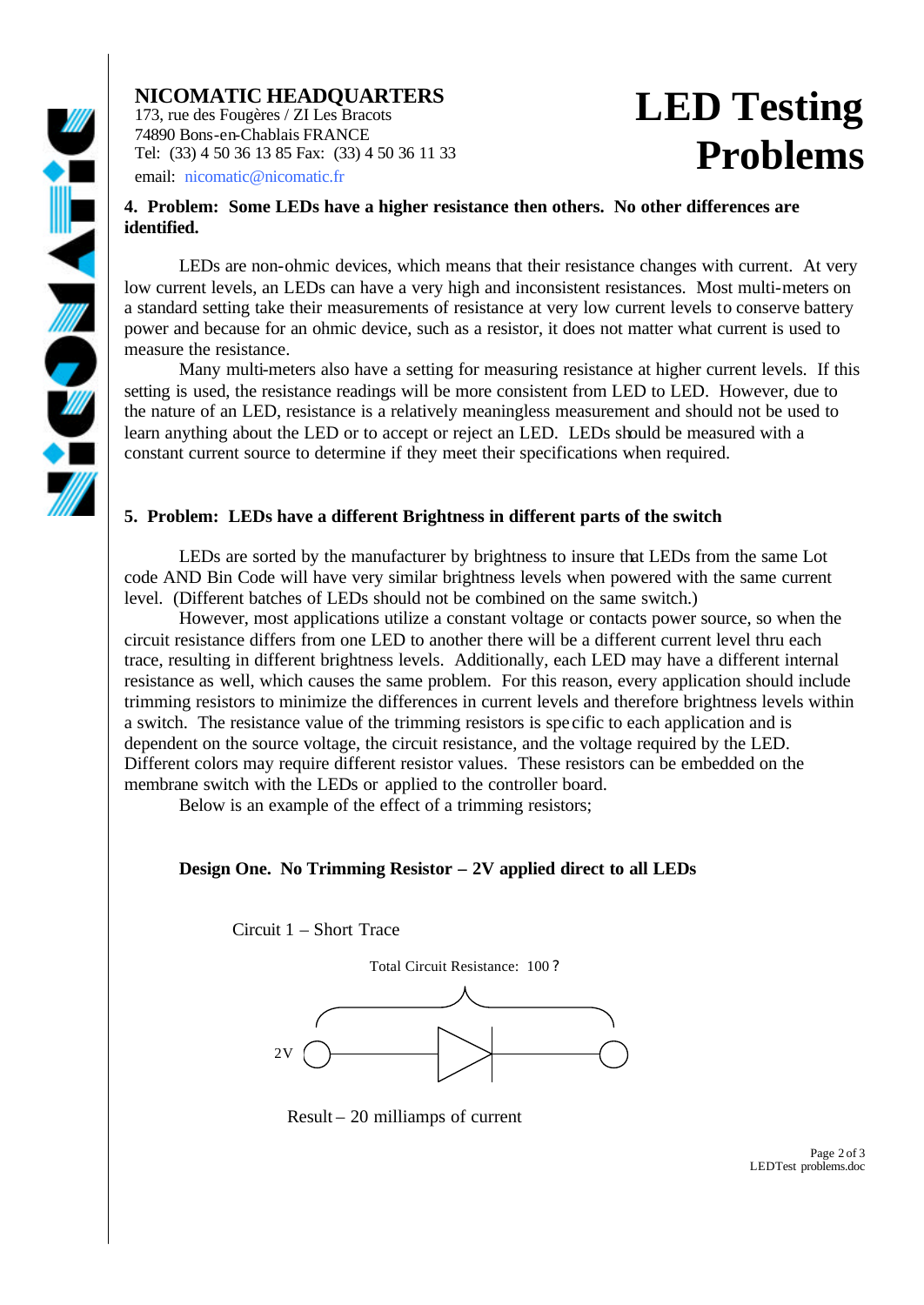**NICOMATIC HEADQUARTERS**
173, rue des Fougères / ZI Les Bracots
74890 Bons-en-Chablais FRANCE
Tel: (33) 4 50 36 13 85 Fax: (33) 4 50 36 11 33
email: nicomatic@nicomatic.fr

# LED Testing Problems

**4. Problem: Some LEDs have a higher resistance then others. No other differences are identified.**

LEDs are non-ohmic devices, which means that their resistance changes with current. At very low current levels, an LEDs can have a very high and inconsistent resistances. Most multi-meters on a standard setting take their measurements of resistance at very low current levels to conserve battery power and because for an ohmic device, such as a resistor, it does not matter what current is used to measure the resistance.

Many multi-meters also have a setting for measuring resistance at higher current levels. If this setting is used, the resistance readings will be more consistent from LED to LED. However, due to the nature of an LED, resistance is a relatively meaningless measurement and should not be used to learn anything about the LED or to accept or reject an LED. LEDs should be measured with a constant current source to determine if they meet their specifications when required.

**5. Problem: LEDs have a different Brightness in different parts of the switch**

LEDs are sorted by the manufacturer by brightness to insure that LEDs from the same Lot code AND Bin Code will have very similar brightness levels when powered with the same current level. (Different batches of LEDs should not be combined on the same switch.)

However, most applications utilize a constant voltage or contacts power source, so when the circuit resistance differs from one LED to another there will be a different current level thru each trace, resulting in different brightness levels. Additionally, each LED may have a different internal resistance as well, which causes the same problem. For this reason, every application should include trimming resistors to minimize the differences in current levels and therefore brightness levels within a switch. The resistance value of the trimming resistors is specific to each application and is dependent on the source voltage, the circuit resistance, and the voltage required by the LED. Different colors may require different resistor values. These resistors can be embedded on the membrane switch with the LEDs or applied to the controller board.

Below is an example of the effect of a trimming resistors;

**Design One. No Trimming Resistor – 2V applied direct to all LEDs**

Circuit 1 – Short Trace

Total Circuit Resistance: 100 ?

2V

Result – 20 milliamps of current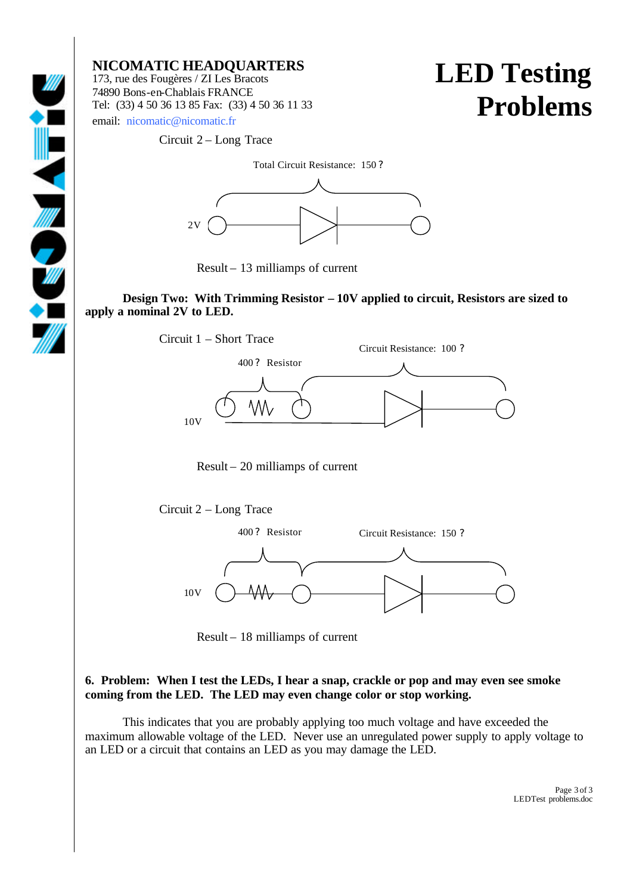Circuit 2 – Long Trace

Total Circuit Resistance: 150 ?

2V

Result – 13 milliamps of current

**Design Two: With Trimming Resistor – 10V applied to circuit, Resistors are sized to apply a nominal 2V to LED.**

Circuit 1 – Short Trace

400 ? Resistor

Circuit Resistance: 100 ?

10V

Result – 20 milliamps of current

Circuit 2 – Long Trace

400 ? Resistor

Circuit Resistance: 150 ?

10V

Result – 18 milliamps of current

**6. Problem: When I test the LEDs, I hear a snap, crackle or pop and may even see smoke coming from the LED. The LED may even change color or stop working.**

This indicates that you are probably applying too much voltage and have exceeded the maximum allowable voltage of the LED. Never use an unregulated power supply to apply voltage to an LED or a circuit that contains an LED as you may damage the LED.